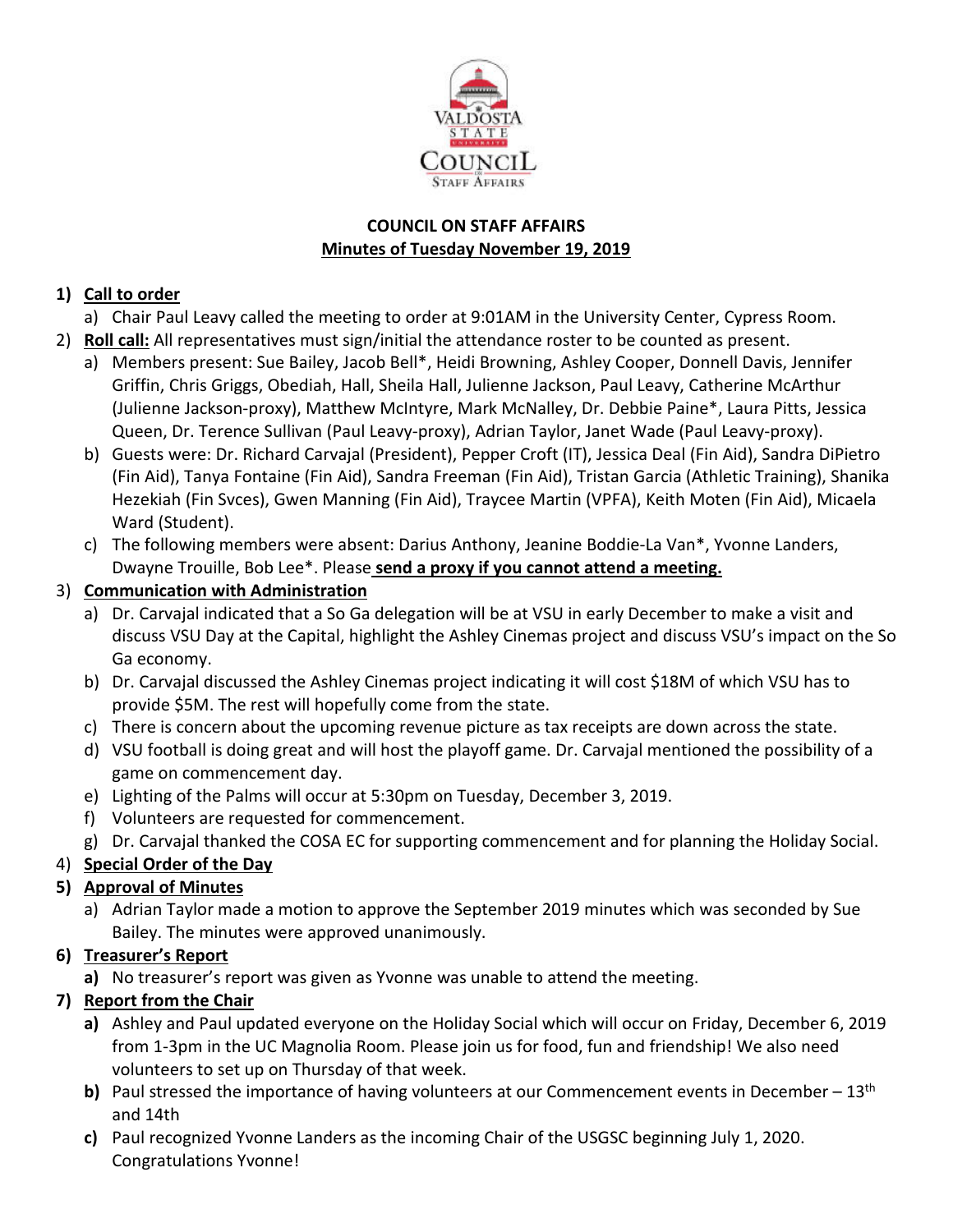# COUNCIL ON STAFF AFFAIRS

## Minutes of Tuesday November 19, 2019

1) **Call to order**
   a) Chair Paul Leavy called the meeting to order at 9:01AM in the University Center, Cypress Room.
2) **Roll call:** All representatives must sign/initial the attendance roster to be counted as present.
   a) Members present: Sue Bailey, Jacob Bell*, Heidi Browning, Ashley Cooper, Donnell Davis, Jennifer Griffin, Chris Griggs, Obediah, Hall, Sheila Hall, Julienne Jackson, Paul Leavy, Catherine McArthur (Julienne Jackson-proxy), Matthew McIntyre, Mark McNalley, Dr. Debbie Paine*, Laura Pitts, Jessica Queen, Dr. Terence Sullivan (Paul Leavy-proxy), Adrian Taylor, Janet Wade (Paul Leavy-proxy).
   b) Guests were: Dr. Richard Carvajal (President), Pepper Croft (IT), Jessica Deal (Fin Aid), Sandra DiPietro (Fin Aid), Tanya Fontaine (Fin Aid), Sandra Freeman (Fin Aid), Tristan Garcia (Athletic Training), Shanika Hezekiah (Fin Svces), Gwen Manning (Fin Aid), Traycee Martin (VPFA), Keith Moten (Fin Aid), Micaela Ward (Student).
   c) The following members were absent: Darius Anthony, Jeanine Boddie-La Van*, Yvonne Landers, Dwayne Trouille, Bob Lee*. Please **send a proxy if you cannot attend a meeting.**
3) **Communication with Administration**
   a) Dr. Carvajal indicated that a So Ga delegation will be at VSU in early December to make a visit and discuss VSU Day at the Capital, highlight the Ashley Cinemas project and discuss VSU's impact on the So Ga economy.
   b) Dr. Carvajal discussed the Ashley Cinemas project indicating it will cost $18M of which VSU has to provide $5M. The rest will hopefully come from the state.
   c) There is concern about the upcoming revenue picture as tax receipts are down across the state.
   d) VSU football is doing great and will host the playoff game. Dr. Carvajal mentioned the possibility of a game on commencement day.
   e) Lighting of the Palms will occur at 5:30pm on Tuesday, December 3, 2019.
   f) Volunteers are requested for commencement.
   g) Dr. Carvajal thanked the COSA EC for supporting commencement and for planning the Holiday Social.
4) **Special Order of the Day**
5) **Approval of Minutes**
   a) Adrian Taylor made a motion to approve the September 2019 minutes which was seconded by Sue Bailey. The minutes were approved unanimously.
6) **Treasurer's Report**
   **a)** No treasurer's report was given as Yvonne was unable to attend the meeting.
7) **Report from the Chair**
   **a)** Ashley and Paul updated everyone on the Holiday Social which will occur on Friday, December 6, 2019 from 1-3pm in the UC Magnolia Room. Please join us for food, fun and friendship! We also need volunteers to set up on Thursday of that week.
   **b)** Paul stressed the importance of having volunteers at our Commencement events in December – 13th and 14th
   **c)** Paul recognized Yvonne Landers as the incoming Chair of the USGSC beginning July 1, 2020. Congratulations Yvonne!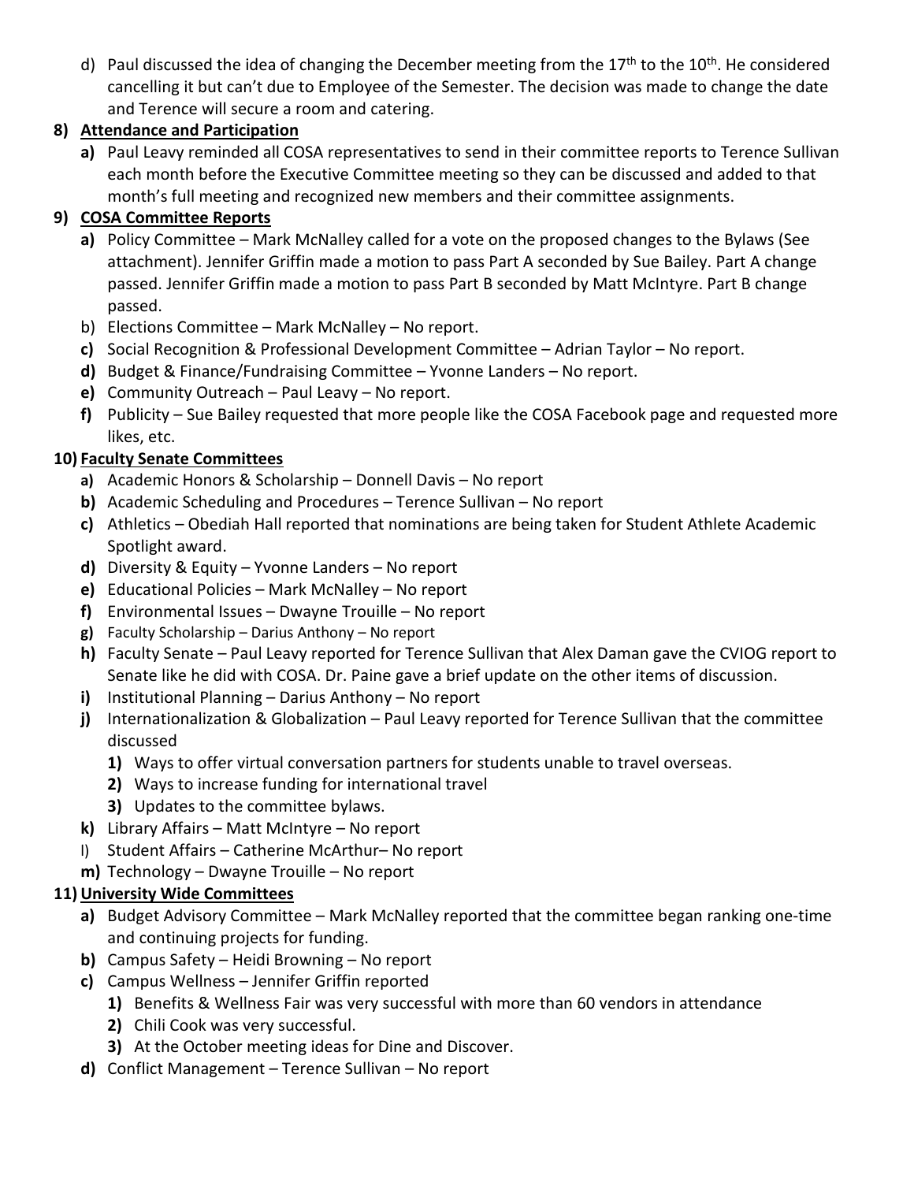d) Paul discussed the idea of changing the December meeting from the 17th to the 10th. He considered cancelling it but can't due to Employee of the Semester. The decision was made to change the date and Terence will secure a room and catering.

8) **Attendance and Participation**

   a) Paul Leavy reminded all COSA representatives to send in their committee reports to Terence Sullivan each month before the Executive Committee meeting so they can be discussed and added to that month's full meeting and recognized new members and their committee assignments.

9) **COSA Committee Reports**

   a) Policy Committee – Mark McNalley called for a vote on the proposed changes to the Bylaws (See attachment). Jennifer Griffin made a motion to pass Part A seconded by Sue Bailey. Part A change passed. Jennifer Griffin made a motion to pass Part B seconded by Matt McIntyre. Part B change passed.
   b) Elections Committee – Mark McNalley – No report.
   c) Social Recognition & Professional Development Committee – Adrian Taylor – No report.
   d) Budget & Finance/Fundraising Committee – Yvonne Landers – No report.
   e) Community Outreach – Paul Leavy – No report.
   f) Publicity – Sue Bailey requested that more people like the COSA Facebook page and requested more likes, etc.

10) **Faculty Senate Committees**

   a) Academic Honors & Scholarship – Donnell Davis – No report
   b) Academic Scheduling and Procedures – Terence Sullivan – No report
   c) Athletics – Obediah Hall reported that nominations are being taken for Student Athlete Academic Spotlight award.
   d) Diversity & Equity – Yvonne Landers – No report
   e) Educational Policies – Mark McNalley – No report
   f) Environmental Issues – Dwayne Trouille – No report
   g) Faculty Scholarship – Darius Anthony – No report
   h) Faculty Senate – Paul Leavy reported for Terence Sullivan that Alex Daman gave the CVIOG report to Senate like he did with COSA. Dr. Paine gave a brief update on the other items of discussion.
   i) Institutional Planning – Darius Anthony – No report
   j) Internationalization & Globalization – Paul Leavy reported for Terence Sullivan that the committee discussed
      1) Ways to offer virtual conversation partners for students unable to travel overseas.
      2) Ways to increase funding for international travel
      3) Updates to the committee bylaws.
   k) Library Affairs – Matt McIntyre – No report
   l) Student Affairs – Catherine McArthur– No report
   m) Technology – Dwayne Trouille – No report

11) **University Wide Committees**

   a) Budget Advisory Committee – Mark McNalley reported that the committee began ranking one-time and continuing projects for funding.
   b) Campus Safety – Heidi Browning – No report
   c) Campus Wellness – Jennifer Griffin reported
      1) Benefits & Wellness Fair was very successful with more than 60 vendors in attendance
      2) Chili Cook was very successful.
      3) At the October meeting ideas for Dine and Discover.
   d) Conflict Management – Terence Sullivan – No report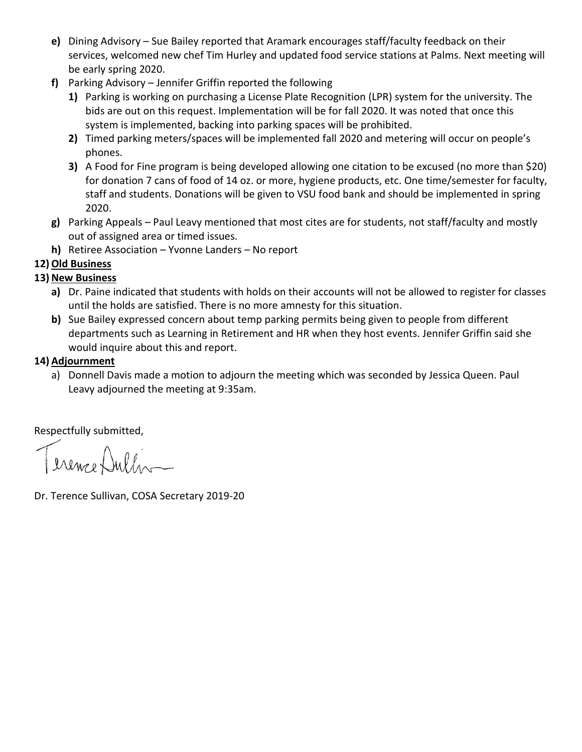**e)** Dining Advisory – Sue Bailey reported that Aramark encourages staff/faculty feedback on their services, welcomed new chef Tim Hurley and updated food service stations at Palms. Next meeting will be early spring 2020.

**f)** Parking Advisory – Jennifer Griffin reported the following

1) Parking is working on purchasing a License Plate Recognition (LPR) system for the university. The bids are out on this request. Implementation will be for fall 2020. It was noted that once this system is implemented, backing into parking spaces will be prohibited.
2) Timed parking meters/spaces will be implemented fall 2020 and metering will occur on people's phones.
3) A Food for Fine program is being developed allowing one citation to be excused (no more than $20) for donation 7 cans of food of 14 oz. or more, hygiene products, etc. One time/semester for faculty, staff and students. Donations will be given to VSU food bank and should be implemented in spring 2020.

**g)** Parking Appeals – Paul Leavy mentioned that most cites are for students, not staff/faculty and mostly out of assigned area or timed issues.

**h)** Retiree Association – Yvonne Landers – No report

**12) <u>Old Business</u>**

**13) <u>New Business</u>**

**a)** Dr. Paine indicated that students with holds on their accounts will not be allowed to register for classes until the holds are satisfied. There is no more amnesty for this situation.

**b)** Sue Bailey expressed concern about temp parking permits being given to people from different departments such as Learning in Retirement and HR when they host events. Jennifer Griffin said she would inquire about this and report.

**14) <u>Adjournment</u>**

a) Donnell Davis made a motion to adjourn the meeting which was seconded by Jessica Queen. Paul Leavy adjourned the meeting at 9:35am.

Respectfully submitted,

Terence Sullivan

Dr. Terence Sullivan, COSA Secretary 2019-20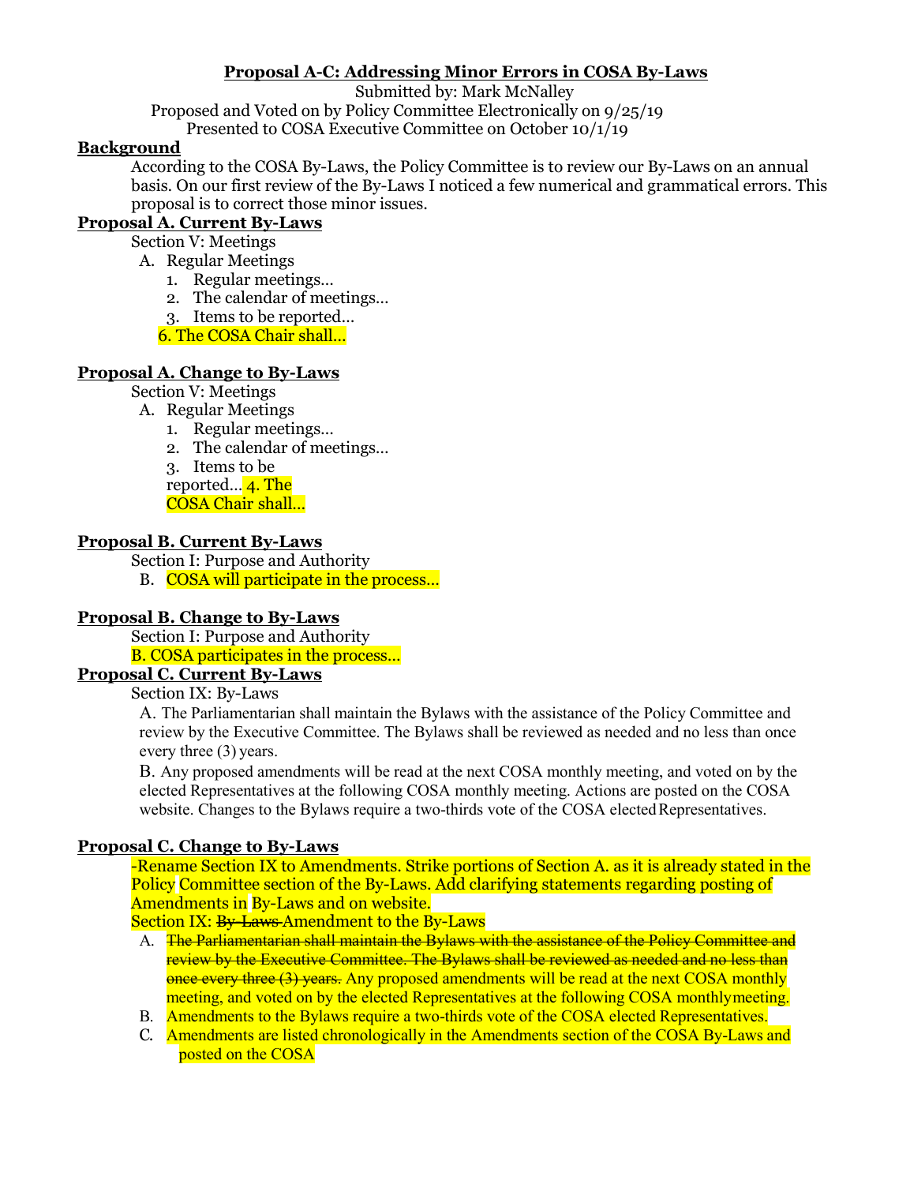**Proposal A-C: Addressing Minor Errors in COSA By-Laws**

Submitted by: Mark McNalley
Proposed and Voted on by Policy Committee Electronically on 9/25/19
Presented to COSA Executive Committee on October 10/1/19

**Background**

According to the COSA By-Laws, the Policy Committee is to review our By-Laws on an annual basis. On our first review of the By-Laws I noticed a few numerical and grammatical errors. This proposal is to correct those minor issues.

**Proposal A. Current By-Laws**

Section V: Meetings

A. Regular Meetings
   1. Regular meetings…
   2. The calendar of meetings…
   3. Items to be reported…

   6. The COSA Chair shall…

**Proposal A. Change to By-Laws**

Section V: Meetings

A. Regular Meetings
   1. Regular meetings…
   2. The calendar of meetings…
   3. Items to be reported…
   4. The COSA Chair shall…

**Proposal B. Current By-Laws**

Section I: Purpose and Authority

B. COSA will participate in the process…

**Proposal B. Change to By-Laws**

Section I: Purpose and Authority

B. COSA participates in the process…

**Proposal C. Current By-Laws**

Section IX: By-Laws

A. The Parliamentarian shall maintain the Bylaws with the assistance of the Policy Committee and review by the Executive Committee. The Bylaws shall be reviewed as needed and no less than once every three (3) years.

B. Any proposed amendments will be read at the next COSA monthly meeting, and voted on by the elected Representatives at the following COSA monthly meeting. Actions are posted on the COSA website. Changes to the Bylaws require a two-thirds vote of the COSA elected Representatives.

**Proposal C. Change to By-Laws**

-Rename Section IX to Amendments. Strike portions of Section A. as it is already stated in the Policy Committee section of the By-Laws. Add clarifying statements regarding posting of Amendments in By-Laws and on website.

Section IX: ~~By-Laws~~ Amendment to the By-Laws

A. ~~The Parliamentarian shall maintain the Bylaws with the assistance of the Policy Committee and review by the Executive Committee. The Bylaws shall be reviewed as needed and no less than once every three (3) years.~~ Any proposed amendments will be read at the next COSA monthly meeting, and voted on by the elected Representatives at the following COSA monthlymeeting.
B. Amendments to the Bylaws require a two-thirds vote of the COSA elected Representatives.
C. Amendments are listed chronologically in the Amendments section of the COSA By-Laws and posted on the COSA